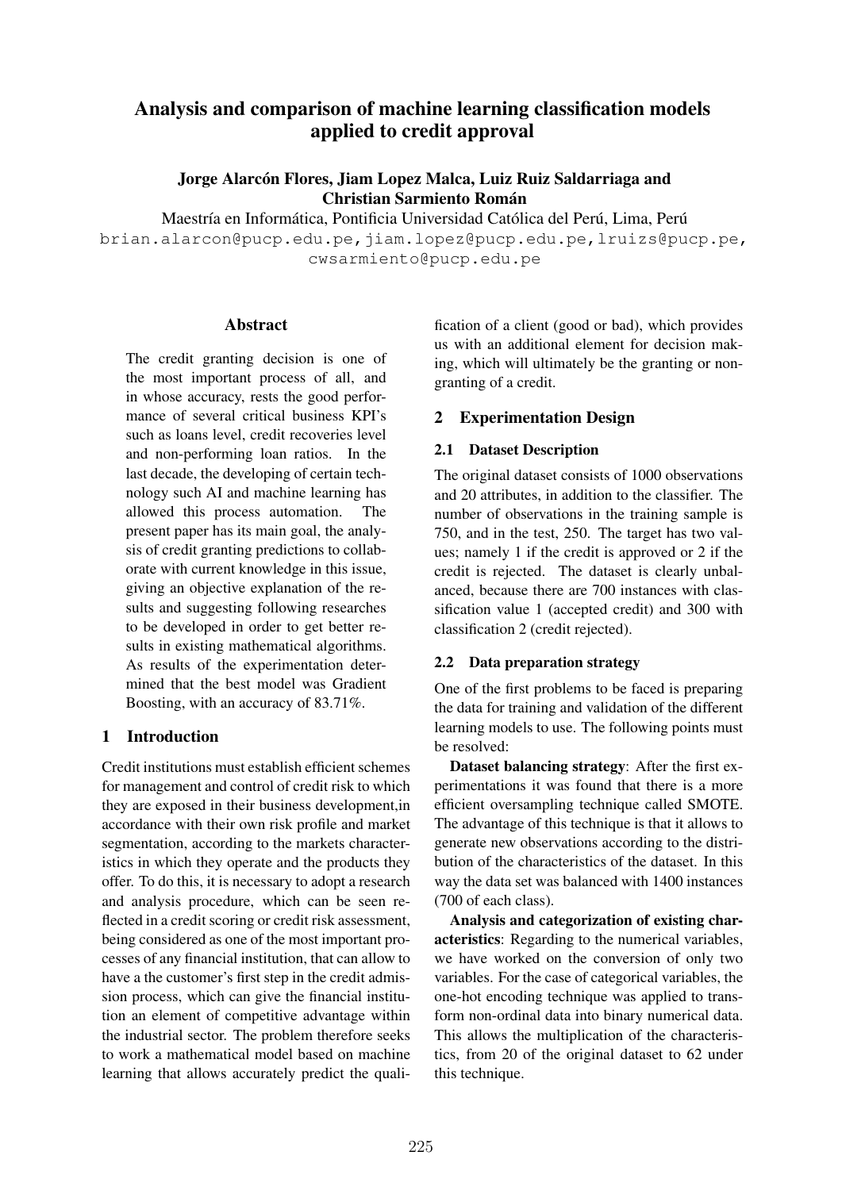# Analysis and comparison of machine learning classification models applied to credit approval

**Jorge Alarcón Flores, Jiam Lopez Malca, Luiz Ruiz Saldarriaga and Christian Sarmiento Román**

Maestría en Informática, Pontificia Universidad Católica del Perú, Lima, Perú

brian.alarcon@pucp.edu.pe, jiam.lopez@pucp.edu.pe, lruizs@pucp.pe, cwsarmiento@pucp.edu.pe

## Abstract

The credit granting decision is one of the most important process of all, and in whose accuracy, rests the good performance of several critical business KPI's such as loans level, credit recoveries level and non-performing loan ratios. In the last decade, the developing of certain technology such AI and machine learning has allowed this process automation. The present paper has its main goal, the analysis of credit granting predictions to collaborate with current knowledge in this issue, giving an objective explanation of the results and suggesting following researches to be developed in order to get better results in existing mathematical algorithms. As results of the experimentation determined that the best model was Gradient Boosting, with an accuracy of 83.71%.

## 1 Introduction

Credit institutions must establish efficient schemes for management and control of credit risk to which they are exposed in their business development,in accordance with their own risk profile and market segmentation, according to the markets characteristics in which they operate and the products they offer. To do this, it is necessary to adopt a research and analysis procedure, which can be seen reflected in a credit scoring or credit risk assessment, being considered as one of the most important processes of any financial institution, that can allow to have a the customer's first step in the credit admission process, which can give the financial institution an element of competitive advantage within the industrial sector. The problem therefore seeks to work a mathematical model based on machine learning that allows accurately predict the qualification of a client (good or bad), which provides us with an additional element for decision making, which will ultimately be the granting or non-granting of a credit.

## 2 Experimentation Design

### 2.1 Dataset Description

The original dataset consists of 1000 observations and 20 attributes, in addition to the classifier. The number of observations in the training sample is 750, and in the test, 250. The target has two values; namely 1 if the credit is approved or 2 if the credit is rejected. The dataset is clearly unbalanced, because there are 700 instances with classification value 1 (accepted credit) and 300 with classification 2 (credit rejected).

### 2.2 Data preparation strategy

One of the first problems to be faced is preparing the data for training and validation of the different learning models to use. The following points must be resolved:

**Dataset balancing strategy**: After the first experimentations it was found that there is a more efficient oversampling technique called SMOTE. The advantage of this technique is that it allows to generate new observations according to the distribution of the characteristics of the dataset. In this way the data set was balanced with 1400 instances (700 of each class).

**Analysis and categorization of existing characteristics**: Regarding to the numerical variables, we have worked on the conversion of only two variables. For the case of categorical variables, the one-hot encoding technique was applied to transform non-ordinal data into binary numerical data. This allows the multiplication of the characteristics, from 20 of the original dataset to 62 under this technique.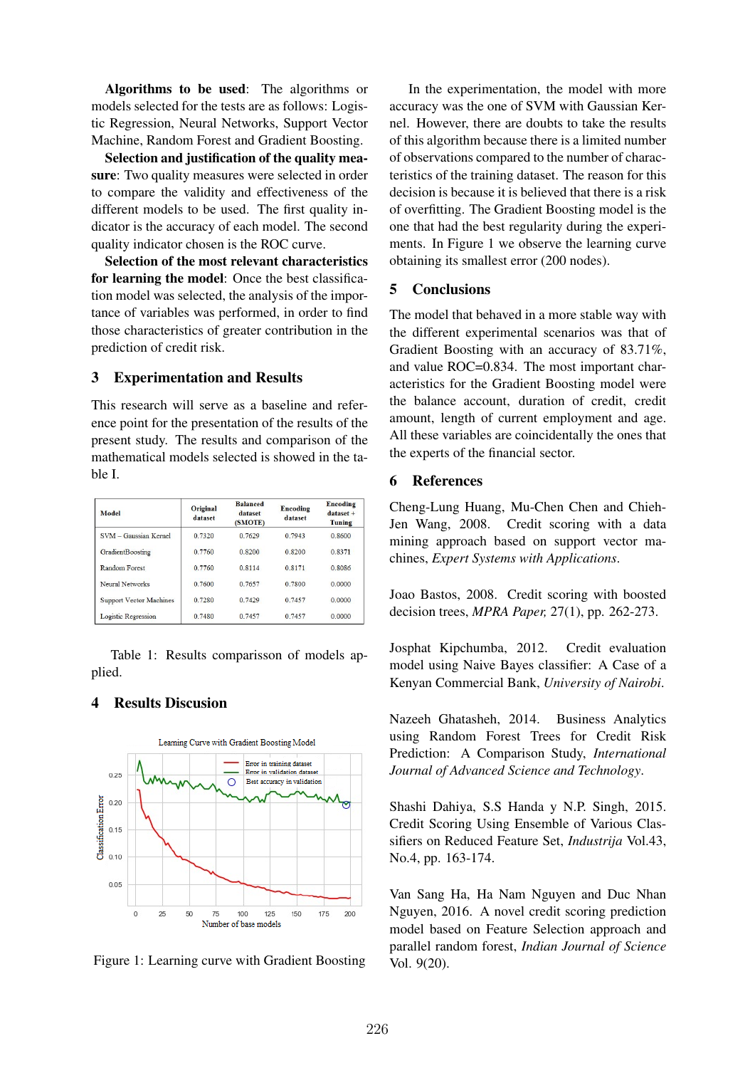**Algorithms to be used**: The algorithms or models selected for the tests are as follows: Logistic Regression, Neural Networks, Support Vector Machine, Random Forest and Gradient Boosting.

**Selection and justification of the quality measure**: Two quality measures were selected in order to compare the validity and effectiveness of the different models to be used. The first quality indicator is the accuracy of each model. The second quality indicator chosen is the ROC curve.

**Selection of the most relevant characteristics for learning the model**: Once the best classification model was selected, the analysis of the importance of variables was performed, in order to find those characteristics of greater contribution in the prediction of credit risk.

## 3 Experimentation and Results

This research will serve as a baseline and reference point for the presentation of the results of the present study. The results and comparison of the mathematical models selected is showed in the table I.

| Model | Original dataset | Balanced dataset (SMOTE) | Encoding dataset | Encoding dataset + Tuning |
|---|---|---|---|---|
| SVM – Gaussian Kernel | 0.7320 | 0.7629 | 0.7943 | 0.8600 |
| GradientBoosting | 0.7760 | 0.8200 | 0.8200 | 0.8371 |
| Random Forest | 0.7760 | 0.8114 | 0.8171 | 0.8086 |
| Neural Networks | 0.7600 | 0.7657 | 0.7800 | 0.0000 |
| Support Vector Machines | 0.7280 | 0.7429 | 0.7457 | 0.0000 |
| Logistic Regression | 0.7480 | 0.7457 | 0.7457 | 0.0000 |

Table 1: Results comparisson of models applied.

## 4 Results Discusion

Learning Curve with Gradient Boosting Model

Error in training dataset
Error in validation dataset
Best accuracy in validation

Classification Error

0.25
0.20
0.15
0.10
0.05

0 25 50 75 100 125 150 175 200

Number of base models

Figure 1: Learning curve with Gradient Boosting

In the experimentation, the model with more accuracy was the one of SVM with Gaussian Kernel. However, there are doubts to take the results of this algorithm because there is a limited number of observations compared to the number of characteristics of the training dataset. The reason for this decision is because it is believed that there is a risk of overfitting. The Gradient Boosting model is the one that had the best regularity during the experiments. In Figure 1 we observe the learning curve obtaining its smallest error (200 nodes).

## 5 Conclusions

The model that behaved in a more stable way with the different experimental scenarios was that of Gradient Boosting with an accuracy of 83.71%, and value ROC=0.834. The most important characteristics for the Gradient Boosting model were the balance account, duration of credit, credit amount, length of current employment and age. All these variables are coincidentally the ones that the experts of the financial sector.

## 6 References

Cheng-Lung Huang, Mu-Chen Chen and Chieh-Jen Wang, 2008. Credit scoring with a data mining approach based on support vector machines, *Expert Systems with Applications*.

Joao Bastos, 2008. Credit scoring with boosted decision trees, *MPRA Paper,* 27(1), pp. 262-273.

Josphat Kipchumba, 2012. Credit evaluation model using Naive Bayes classifier: A Case of a Kenyan Commercial Bank, *University of Nairobi*.

Nazeeh Ghatasheh, 2014. Business Analytics using Random Forest Trees for Credit Risk Prediction: A Comparison Study, *International Journal of Advanced Science and Technology*.

Shashi Dahiya, S.S Handa y N.P. Singh, 2015. Credit Scoring Using Ensemble of Various Classifiers on Reduced Feature Set, *Industrija* Vol.43, No.4, pp. 163-174.

Van Sang Ha, Ha Nam Nguyen and Duc Nhan Nguyen, 2016. A novel credit scoring prediction model based on Feature Selection approach and parallel random forest, *Indian Journal of Science* Vol. 9(20).